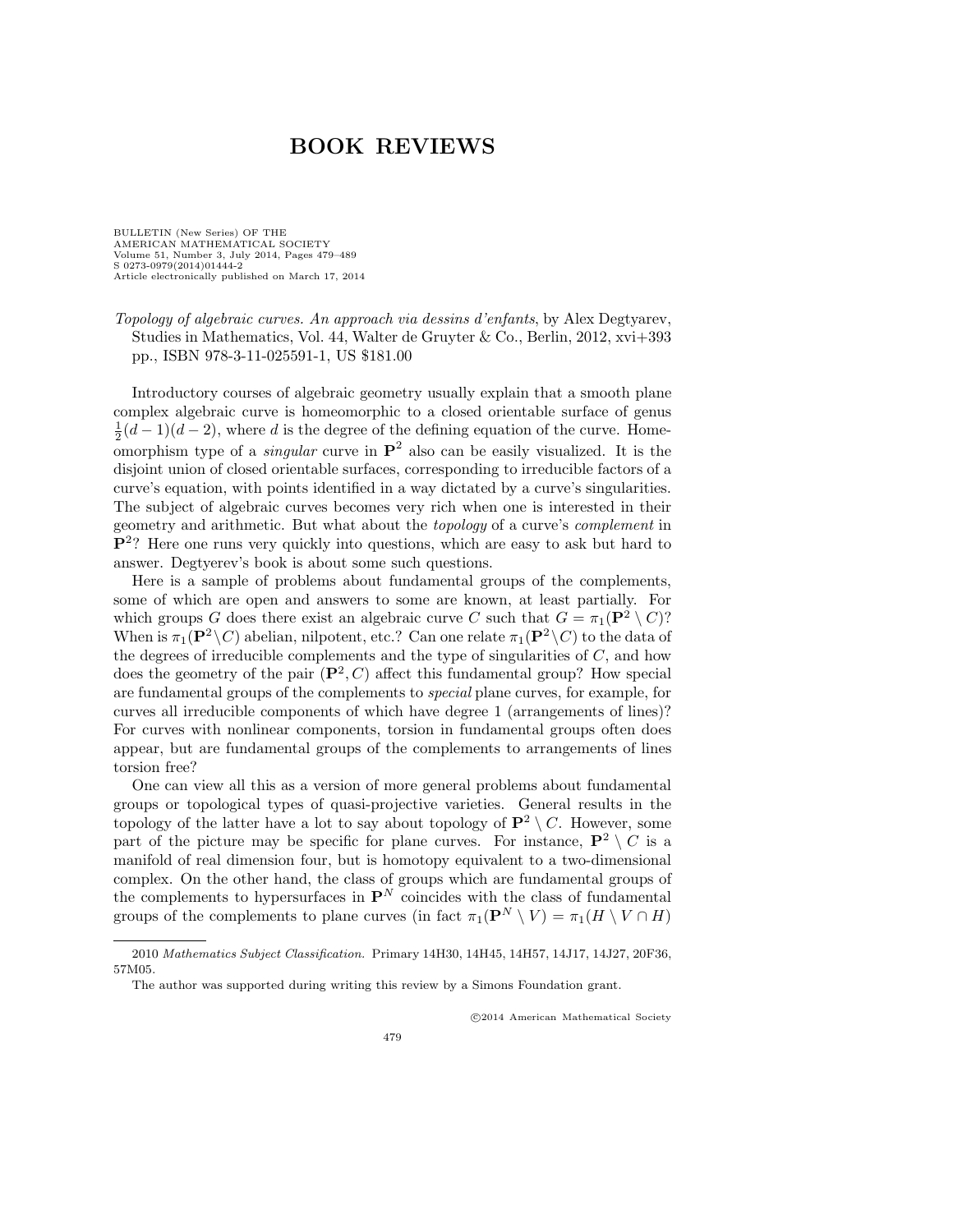# BOOK REVIEWS

*Topology of algebraic curves. An approach via dessins d'enfants*, by Alex Degtyarev, Studies in Mathematics, Vol. 44, Walter de Gruyter & Co., Berlin, 2012, xvi+393 pp., ISBN 978-3-11-025591-1, US $181.00

Introductory courses of algebraic geometry usually explain that a smooth plane complex algebraic curve is homeomorphic to a closed orientable surface of genus $\frac{1}{2}(d-1)(d-2)$, where $d$ is the degree of the defining equation of the curve. Homeomorphism type of a *singular* curve in $\mathbf{P}^2$ also can be easily visualized. It is the disjoint union of closed orientable surfaces, corresponding to irreducible factors of a curve's equation, with points identified in a way dictated by a curve's singularities. The subject of algebraic curves becomes very rich when one is interested in their geometry and arithmetic. But what about the *topology* of a curve's *complement* in $\mathbf{P}^2$? Here one runs very quickly into questions, which are easy to ask but hard to answer. Degtyerev's book is about some such questions.

Here is a sample of problems about fundamental groups of the complements, some of which are open and answers to some are known, at least partially. For which groups $G$ does there exist an algebraic curve $C$ such that $G = \pi_1(\mathbf{P}^2 \setminus C)$? When is $\pi_1(\mathbf{P}^2 \setminus C)$ abelian, nilpotent, etc.? Can one relate $\pi_1(\mathbf{P}^2 \setminus C)$ to the data of the degrees of irreducible complements and the type of singularities of $C$, and how does the geometry of the pair $(\mathbf{P}^2, C)$ affect this fundamental group? How special are fundamental groups of the complements to *special* plane curves, for example, for curves all irreducible components of which have degree 1 (arrangements of lines)? For curves with nonlinear components, torsion in fundamental groups often does appear, but are fundamental groups of the complements to arrangements of lines torsion free?

One can view all this as a version of more general problems about fundamental groups or topological types of quasi-projective varieties. General results in the topology of the latter have a lot to say about topology of $\mathbf{P}^2 \setminus C$. However, some part of the picture may be specific for plane curves. For instance, $\mathbf{P}^2 \setminus C$ is a manifold of real dimension four, but is homotopy equivalent to a two-dimensional complex. On the other hand, the class of groups which are fundamental groups of the complements to hypersurfaces in $\mathbf{P}^N$ coincides with the class of fundamental groups of the complements to plane curves (in fact $\pi_1(\mathbf{P}^N \setminus V) = \pi_1(H \setminus V \cap H)$

---

2010 *Mathematics Subject Classification.* Primary 14H30, 14H45, 14H57, 14J17, 14J27, 20F36, 57M05.

The author was supported during writing this review by a Simons Foundation grant.

©2014 American Mathematical Society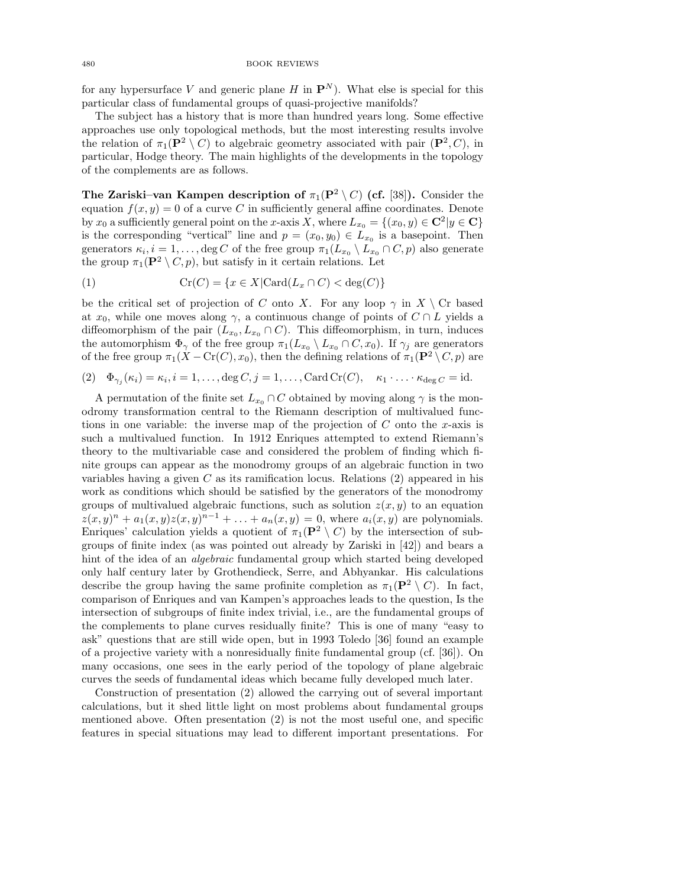for any hypersurface $V$ and generic plane $H$ in $\mathbf{P}^N$). What else is special for this particular class of fundamental groups of quasi-projective manifolds?

The subject has a history that is more than hundred years long. Some effective approaches use only topological methods, but the most interesting results involve the relation of $\pi_1(\mathbf{P}^2 \setminus C)$ to algebraic geometry associated with pair $(\mathbf{P}^2, C)$, in particular, Hodge theory. The main highlights of the developments in the topology of the complements are as follows.

**The Zariski–van Kampen description of $\pi_1(\mathbf{P}^2 \setminus C)$ (cf. [38]).** Consider the equation $f(x, y) = 0$ of a curve $C$ in sufficiently general affine coordinates. Denote by $x_0$ a sufficiently general point on the $x$-axis $X$, where $L_{x_0} = \{(x_0, y) \in \mathbf{C}^2 | y \in \mathbf{C}\}$ is the corresponding "vertical" line and $p = (x_0, y_0) \in L_{x_0}$ is a basepoint. Then generators $\kappa_i, i = 1, \ldots, \deg C$ of the free group $\pi_1(L_{x_0} \setminus L_{x_0} \cap C, p)$ also generate the group $\pi_1(\mathbf{P}^2 \setminus C, p)$, but satisfy in it certain relations. Let

$$\mathrm{Cr}(C) = \{x \in X | \mathrm{Card}(L_x \cap C) < \deg(C)\} \tag{1}$$

be the critical set of projection of $C$ onto $X$. For any loop $\gamma$ in $X \setminus \mathrm{Cr}$ based at $x_0$, while one moves along $\gamma$, a continuous change of points of $C \cap L$ yields a diffeomorphism of the pair $(L_{x_0}, L_{x_0} \cap C)$. This diffeomorphism, in turn, induces the automorphism $\Phi_\gamma$ of the free group $\pi_1(L_{x_0} \setminus L_{x_0} \cap C, x_0)$. If $\gamma_j$ are generators of the free group $\pi_1(X - \mathrm{Cr}(C), x_0)$, then the defining relations of $\pi_1(\mathbf{P}^2 \setminus C, p)$ are

$$\Phi_{\gamma_j}(\kappa_i) = \kappa_i, i = 1, \ldots, \deg C, j = 1, \ldots, \mathrm{Card}\,\mathrm{Cr}(C), \quad \kappa_1 \cdot \ldots \cdot \kappa_{\deg C} = \mathrm{id}. \tag{2}$$

A permutation of the finite set $L_{x_0} \cap C$ obtained by moving along $\gamma$ is the monodromy transformation central to the Riemann description of multivalued functions in one variable: the inverse map of the projection of $C$ onto the $x$-axis is such a multivalued function. In 1912 Enriques attempted to extend Riemann's theory to the multivariable case and considered the problem of finding which finite groups can appear as the monodromy groups of an algebraic function in two variables having a given $C$ as its ramification locus. Relations (2) appeared in his work as conditions which should be satisfied by the generators of the monodromy groups of multivalued algebraic functions, such as solution $z(x, y)$ to an equation $z(x, y)^n + a_1(x, y)z(x, y)^{n-1} + \ldots + a_n(x, y) = 0$, where $a_i(x, y)$ are polynomials. Enriques' calculation yields a quotient of $\pi_1(\mathbf{P}^2 \setminus C)$ by the intersection of subgroups of finite index (as was pointed out already by Zariski in [42]) and bears a hint of the idea of an *algebraic* fundamental group which started being developed only half century later by Grothendieck, Serre, and Abhyankar. His calculations describe the group having the same profinite completion as $\pi_1(\mathbf{P}^2 \setminus C)$. In fact, comparison of Enriques and van Kampen's approaches leads to the question, Is the intersection of subgroups of finite index trivial, i.e., are the fundamental groups of the complements to plane curves residually finite? This is one of many "easy to ask" questions that are still wide open, but in 1993 Toledo [36] found an example of a projective variety with a nonresidually finite fundamental group (cf. [36]). On many occasions, one sees in the early period of the topology of plane algebraic curves the seeds of fundamental ideas which became fully developed much later.

Construction of presentation (2) allowed the carrying out of several important calculations, but it shed little light on most problems about fundamental groups mentioned above. Often presentation (2) is not the most useful one, and specific features in special situations may lead to different important presentations. For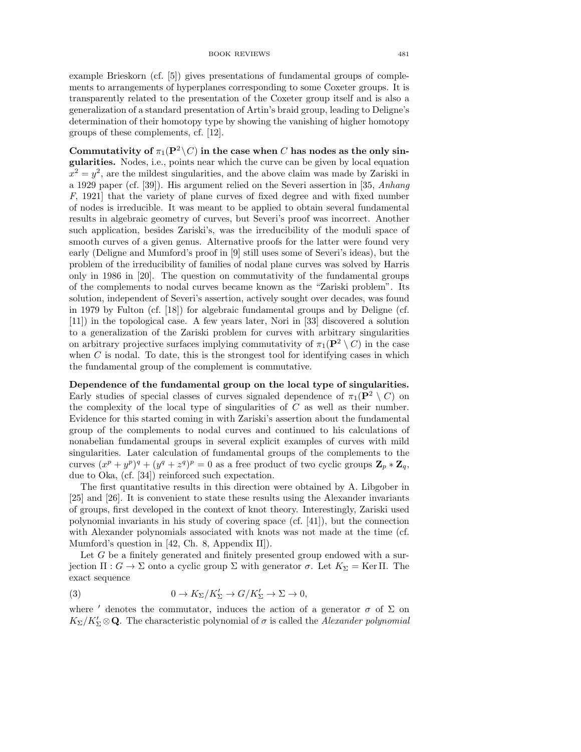example Brieskorn (cf. [5]) gives presentations of fundamental groups of complements to arrangements of hyperplanes corresponding to some Coxeter groups. It is transparently related to the presentation of the Coxeter group itself and is also a generalization of a standard presentation of Artin's braid group, leading to Deligne's determination of their homotopy type by showing the vanishing of higher homotopy groups of these complements, cf. [12].

**Commutativity of $\pi_1(\mathbf{P}^2 \setminus C)$ in the case when $C$ has nodes as the only singularities.** Nodes, i.e., points near which the curve can be given by local equation $x^2 = y^2$, are the mildest singularities, and the above claim was made by Zariski in a 1929 paper (cf. [39]). His argument relied on the Severi assertion in [35, *Anhang F*, 1921] that the variety of plane curves of fixed degree and with fixed number of nodes is irreducible. It was meant to be applied to obtain several fundamental results in algebraic geometry of curves, but Severi's proof was incorrect. Another such application, besides Zariski's, was the irreducibility of the moduli space of smooth curves of a given genus. Alternative proofs for the latter were found very early (Deligne and Mumford's proof in [9] still uses some of Severi's ideas), but the problem of the irreducibility of families of nodal plane curves was solved by Harris only in 1986 in [20]. The question on commutativity of the fundamental groups of the complements to nodal curves became known as the "Zariski problem". Its solution, independent of Severi's assertion, actively sought over decades, was found in 1979 by Fulton (cf. [18]) for algebraic fundamental groups and by Deligne (cf. [11]) in the topological case. A few years later, Nori in [33] discovered a solution to a generalization of the Zariski problem for curves with arbitrary singularities on arbitrary projective surfaces implying commutativity of $\pi_1(\mathbf{P}^2 \setminus C)$ in the case when $C$ is nodal. To date, this is the strongest tool for identifying cases in which the fundamental group of the complement is commutative.

**Dependence of the fundamental group on the local type of singularities.** Early studies of special classes of curves signaled dependence of $\pi_1(\mathbf{P}^2 \setminus C)$ on the complexity of the local type of singularities of $C$ as well as their number. Evidence for this started coming in with Zariski's assertion about the fundamental group of the complements to nodal curves and continued to his calculations of nonabelian fundamental groups in several explicit examples of curves with mild singularities. Later calculation of fundamental groups of the complements to the curves $(x^p + y^p)^q + (y^q + z^q)^p = 0$ as a free product of two cyclic groups $\mathbf{Z}_p * \mathbf{Z}_q$, due to Oka, (cf. [34]) reinforced such expectation.

The first quantitative results in this direction were obtained by A. Libgober in [25] and [26]. It is convenient to state these results using the Alexander invariants of groups, first developed in the context of knot theory. Interestingly, Zariski used polynomial invariants in his study of covering space (cf. [41]), but the connection with Alexander polynomials associated with knots was not made at the time (cf. Mumford's question in [42, Ch. 8, Appendix II]).

Let $G$ be a finitely generated and finitely presented group endowed with a surjection $\Pi : G \to \Sigma$ onto a cyclic group $\Sigma$ with generator $\sigma$. Let $K_\Sigma = \operatorname{Ker} \Pi$. The exact sequence

$$0 \to K_\Sigma / K'_\Sigma \to G/K'_\Sigma \to \Sigma \to 0, \tag{3}$$

where $'$ denotes the commutator, induces the action of a generator $\sigma$ of $\Sigma$ on $K_\Sigma / K'_\Sigma \otimes \mathbf{Q}$. The characteristic polynomial of $\sigma$ is called the *Alexander polynomial*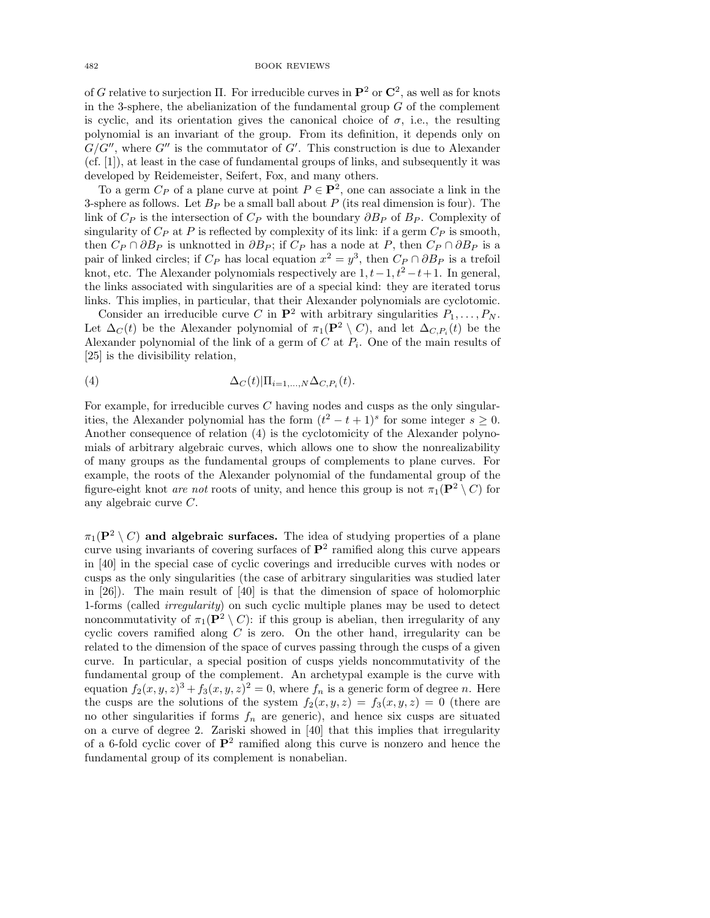of $G$ relative to surjection $\Pi$. For irreducible curves in $\mathbf{P}^2$ or $\mathbf{C}^2$, as well as for knots in the 3-sphere, the abelianization of the fundamental group $G$ of the complement is cyclic, and its orientation gives the canonical choice of $\sigma$, i.e., the resulting polynomial is an invariant of the group. From its definition, it depends only on $G/G''$, where $G''$ is the commutator of $G'$. This construction is due to Alexander (cf. [1]), at least in the case of fundamental groups of links, and subsequently it was developed by Reidemeister, Seifert, Fox, and many others.

To a germ $C_P$ of a plane curve at point $P \in \mathbf{P}^2$, one can associate a link in the 3-sphere as follows. Let $B_P$ be a small ball about $P$ (its real dimension is four). The link of $C_P$ is the intersection of $C_P$ with the boundary $\partial B_P$ of $B_P$. Complexity of singularity of $C_P$ at $P$ is reflected by complexity of its link: if a germ $C_P$ is smooth, then $C_P \cap \partial B_P$ is unknotted in $\partial B_P$; if $C_P$ has a node at $P$, then $C_P \cap \partial B_P$ is a pair of linked circles; if $C_P$ has local equation $x^2 = y^3$, then $C_P \cap \partial B_P$ is a trefoil knot, etc. The Alexander polynomials respectively are $1, t-1, t^2-t+1$. In general, the links associated with singularities are of a special kind: they are iterated torus links. This implies, in particular, that their Alexander polynomials are cyclotomic.

Consider an irreducible curve $C$ in $\mathbf{P}^2$ with arbitrary singularities $P_1, \ldots, P_N$. Let $\Delta_C(t)$ be the Alexander polynomial of $\pi_1(\mathbf{P}^2 \setminus C)$, and let $\Delta_{C,P_i}(t)$ be the Alexander polynomial of the link of a germ of $C$ at $P_i$. One of the main results of [25] is the divisibility relation,

$$\Delta_C(t)|\Pi_{i=1,\ldots,N}\Delta_{C,P_i}(t). \tag{4}$$

For example, for irreducible curves $C$ having nodes and cusps as the only singularities, the Alexander polynomial has the form $(t^2 - t + 1)^s$ for some integer $s \geq 0$. Another consequence of relation (4) is the cyclotomicity of the Alexander polynomials of arbitrary algebraic curves, which allows one to show the nonrealizability of many groups as the fundamental groups of complements to plane curves. For example, the roots of the Alexander polynomial of the fundamental group of the figure-eight knot *are not* roots of unity, and hence this group is not $\pi_1(\mathbf{P}^2 \setminus C)$ for any algebraic curve $C$.

**$\pi_1(\mathbf{P}^2 \setminus C)$ and algebraic surfaces.** The idea of studying properties of a plane curve using invariants of covering surfaces of $\mathbf{P}^2$ ramified along this curve appears in [40] in the special case of cyclic coverings and irreducible curves with nodes or cusps as the only singularities (the case of arbitrary singularities was studied later in [26]). The main result of [40] is that the dimension of space of holomorphic 1-forms (called *irregularity*) on such cyclic multiple planes may be used to detect noncommutativity of $\pi_1(\mathbf{P}^2 \setminus C)$: if this group is abelian, then irregularity of any cyclic covers ramified along $C$ is zero. On the other hand, irregularity can be related to the dimension of the space of curves passing through the cusps of a given curve. In particular, a special position of cusps yields noncommutativity of the fundamental group of the complement. An archetypal example is the curve with equation $f_2(x,y,z)^3 + f_3(x,y,z)^2 = 0$, where $f_n$ is a generic form of degree $n$. Here the cusps are the solutions of the system $f_2(x,y,z) = f_3(x,y,z) = 0$ (there are no other singularities if forms $f_n$ are generic), and hence six cusps are situated on a curve of degree 2. Zariski showed in [40] that this implies that irregularity of a 6-fold cyclic cover of $\mathbf{P}^2$ ramified along this curve is nonzero and hence the fundamental group of its complement is nonabelian.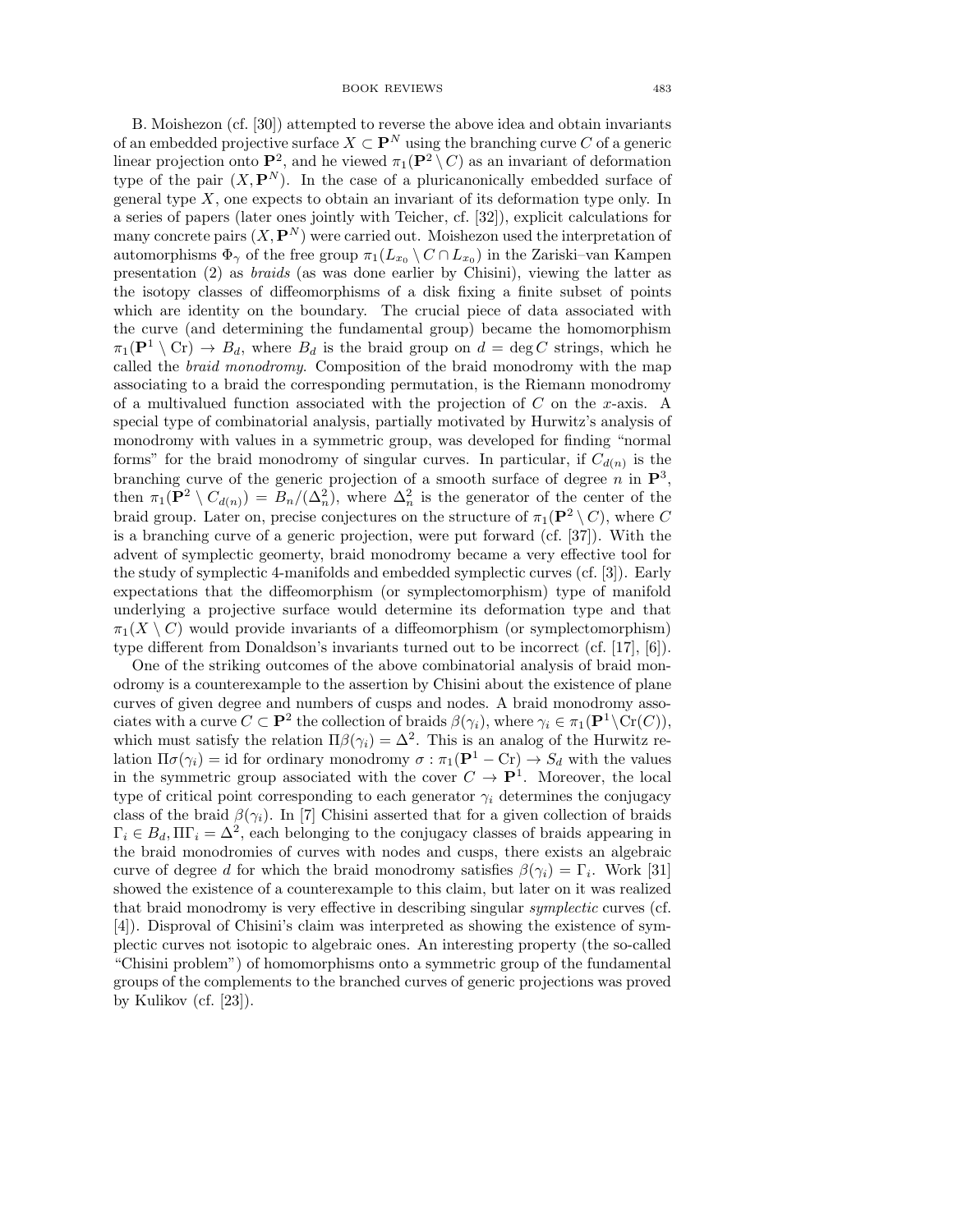B. Moishezon (cf. [30]) attempted to reverse the above idea and obtain invariants of an embedded projective surface $X \subset \mathbf{P}^N$ using the branching curve $C$ of a generic linear projection onto $\mathbf{P}^2$, and he viewed $\pi_1(\mathbf{P}^2 \setminus C)$ as an invariant of deformation type of the pair $(X, \mathbf{P}^N)$. In the case of a pluricanonically embedded surface of general type $X$, one expects to obtain an invariant of its deformation type only. In a series of papers (later ones jointly with Teicher, cf. [32]), explicit calculations for many concrete pairs $(X, \mathbf{P}^N)$ were carried out. Moishezon used the interpretation of automorphisms $\Phi_\gamma$ of the free group $\pi_1(L_{x_0} \setminus C \cap L_{x_0})$ in the Zariski–van Kampen presentation (2) as *braids* (as was done earlier by Chisini), viewing the latter as the isotopy classes of diffeomorphisms of a disk fixing a finite subset of points which are identity on the boundary. The crucial piece of data associated with the curve (and determining the fundamental group) became the homomorphism $\pi_1(\mathbf{P}^1 \setminus \mathrm{Cr}) \to B_d$, where $B_d$ is the braid group on $d = \deg C$ strings, which he called the *braid monodromy*. Composition of the braid monodromy with the map associating to a braid the corresponding permutation, is the Riemann monodromy of a multivalued function associated with the projection of $C$ on the $x$-axis. A special type of combinatorial analysis, partially motivated by Hurwitz's analysis of monodromy with values in a symmetric group, was developed for finding "normal forms" for the braid monodromy of singular curves. In particular, if $C_{d(n)}$ is the branching curve of the generic projection of a smooth surface of degree $n$ in $\mathbf{P}^3$, then $\pi_1(\mathbf{P}^2 \setminus C_{d(n)}) = B_n/(\Delta_n^2)$, where $\Delta_n^2$ is the generator of the center of the braid group. Later on, precise conjectures on the structure of $\pi_1(\mathbf{P}^2 \setminus C)$, where $C$ is a branching curve of a generic projection, were put forward (cf. [37]). With the advent of symplectic geomerty, braid monodromy became a very effective tool for the study of symplectic 4-manifolds and embedded symplectic curves (cf. [3]). Early expectations that the diffeomorphism (or symplectomorphism) type of manifold underlying a projective surface would determine its deformation type and that $\pi_1(X \setminus C)$ would provide invariants of a diffeomorphism (or symplectomorphism) type different from Donaldson's invariants turned out to be incorrect (cf. [17], [6]).

One of the striking outcomes of the above combinatorial analysis of braid monodromy is a counterexample to the assertion by Chisini about the existence of plane curves of given degree and numbers of cusps and nodes. A braid monodromy associates with a curve $C \subset \mathbf{P}^2$ the collection of braids $\beta(\gamma_i)$, where $\gamma_i \in \pi_1(\mathbf{P}^1 \setminus \mathrm{Cr}(C))$, which must satisfy the relation $\Pi\beta(\gamma_i) = \Delta^2$. This is an analog of the Hurwitz relation $\Pi\sigma(\gamma_i) = \mathrm{id}$ for ordinary monodromy $\sigma : \pi_1(\mathbf{P}^1 - \mathrm{Cr}) \to S_d$ with the values in the symmetric group associated with the cover $C \to \mathbf{P}^1$. Moreover, the local type of critical point corresponding to each generator $\gamma_i$ determines the conjugacy class of the braid $\beta(\gamma_i)$. In [7] Chisini asserted that for a given collection of braids $\Gamma_i \in B_d, \Pi\Gamma_i = \Delta^2$, each belonging to the conjugacy classes of braids appearing in the braid monodromies of curves with nodes and cusps, there exists an algebraic curve of degree $d$ for which the braid monodromy satisfies $\beta(\gamma_i) = \Gamma_i$. Work [31] showed the existence of a counterexample to this claim, but later on it was realized that braid monodromy is very effective in describing singular *symplectic* curves (cf. [4]). Disproval of Chisini's claim was interpreted as showing the existence of symplectic curves not isotopic to algebraic ones. An interesting property (the so-called "Chisini problem") of homomorphisms onto a symmetric group of the fundamental groups of the complements to the branched curves of generic projections was proved by Kulikov (cf. [23]).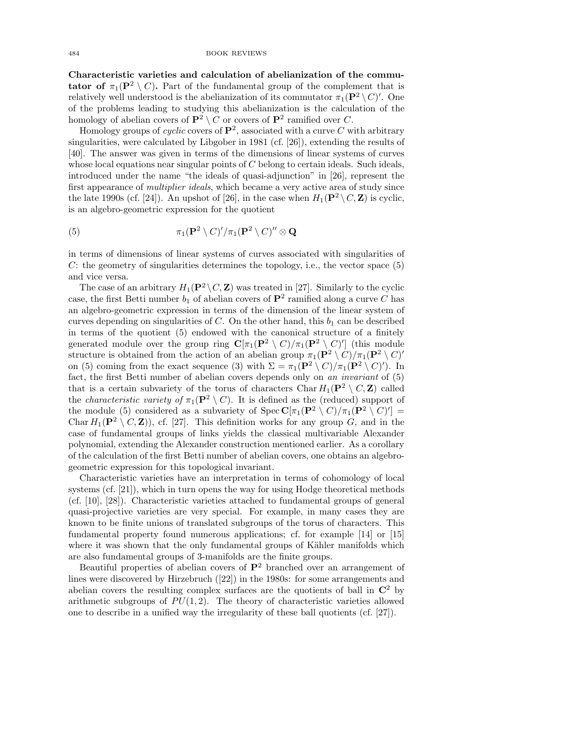**Characteristic varieties and calculation of abelianization of the commutator of $\pi_1(\mathbf{P}^2 \setminus C)$.** Part of the fundamental group of the complement that is relatively well understood is the abelianization of its commutator $\pi_1(\mathbf{P}^2 \setminus C)'$. One of the problems leading to studying this abelianization is the calculation of the homology of abelian covers of $\mathbf{P}^2 \setminus C$ or covers of $\mathbf{P}^2$ ramified over $C$.

Homology groups of *cyclic* covers of $\mathbf{P}^2$, associated with a curve $C$ with arbitrary singularities, were calculated by Libgober in 1981 (cf. [26]), extending the results of [40]. The answer was given in terms of the dimensions of linear systems of curves whose local equations near singular points of $C$ belong to certain ideals. Such ideals, introduced under the name "the ideals of quasi-adjunction" in [26], represent the first appearance of *multiplier ideals*, which became a very active area of study since the late 1990s (cf. [24]). An upshot of [26], in the case when $H_1(\mathbf{P}^2 \setminus C, \mathbf{Z})$ is cyclic, is an algebro-geometric expression for the quotient

$$\pi_1(\mathbf{P}^2 \setminus C)'/\pi_1(\mathbf{P}^2 \setminus C)'' \otimes \mathbf{Q} \tag{5}$$

in terms of dimensions of linear systems of curves associated with singularities of $C$: the geometry of singularities determines the topology, i.e., the vector space (5) and vice versa.

The case of an arbitrary $H_1(\mathbf{P}^2 \setminus C, \mathbf{Z})$ was treated in [27]. Similarly to the cyclic case, the first Betti number $b_1$ of abelian covers of $\mathbf{P}^2$ ramified along a curve $C$ has an algebro-geometric expression in terms of the dimension of the linear system of curves depending on singularities of $C$. On the other hand, this $b_1$ can be described in terms of the quotient (5) endowed with the canonical structure of a finitely generated module over the group ring $\mathbf{C}[\pi_1(\mathbf{P}^2 \setminus C)/\pi_1(\mathbf{P}^2 \setminus C)']$ (this module structure is obtained from the action of an abelian group $\pi_1(\mathbf{P}^2 \setminus C)/\pi_1(\mathbf{P}^2 \setminus C)'$ on (5) coming from the exact sequence (3) with $\Sigma = \pi_1(\mathbf{P}^2 \setminus C)/\pi_1(\mathbf{P}^2 \setminus C)')$. In fact, the first Betti number of abelian covers depends only on *an invariant* of (5) that is a certain subvariety of the torus of characters $\operatorname{Char} H_1(\mathbf{P}^2 \setminus C, \mathbf{Z})$ called the *characteristic variety of* $\pi_1(\mathbf{P}^2 \setminus C)$. It is defined as the (reduced) support of the module (5) considered as a subvariety of $\operatorname{Spec} \mathbf{C}[\pi_1(\mathbf{P}^2 \setminus C)/\pi_1(\mathbf{P}^2 \setminus C)'] = \operatorname{Char} H_1(\mathbf{P}^2 \setminus C, \mathbf{Z}))$, cf. [27]. This definition works for any group $G$, and in the case of fundamental groups of links yields the classical multivariable Alexander polynomial, extending the Alexander construction mentioned earlier. As a corollary of the calculation of the first Betti number of abelian covers, one obtains an algebro-geometric expression for this topological invariant.

Characteristic varieties have an interpretation in terms of cohomology of local systems (cf. [21]), which in turn opens the way for using Hodge theoretical methods (cf. [10], [28]). Characteristic varieties attached to fundamental groups of general quasi-projective varieties are very special. For example, in many cases they are known to be finite unions of translated subgroups of the torus of characters. This fundamental property found numerous applications; cf. for example [14] or [15] where it was shown that the only fundamental groups of Kähler manifolds which are also fundamental groups of 3-manifolds are the finite groups.

Beautiful properties of abelian covers of $\mathbf{P}^2$ branched over an arrangement of lines were discovered by Hirzebruch ([22]) in the 1980s: for some arrangements and abelian covers the resulting complex surfaces are the quotients of ball in $\mathbf{C}^2$ by arithmetic subgroups of $PU(1,2)$. The theory of characteristic varieties allowed one to describe in a unified way the irregularity of these ball quotients (cf. [27]).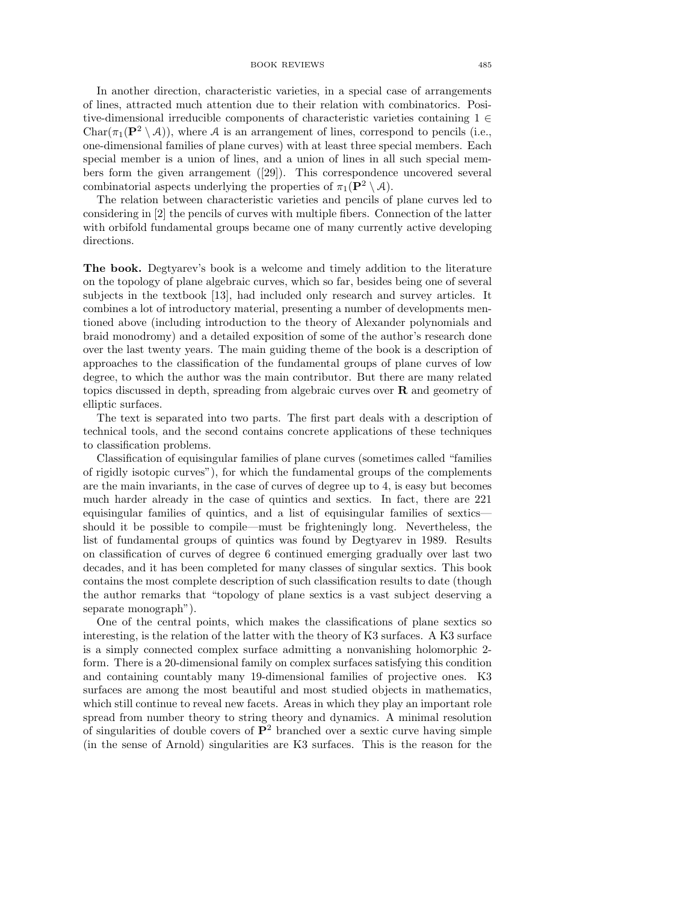In another direction, characteristic varieties, in a special case of arrangements of lines, attracted much attention due to their relation with combinatorics. Positive-dimensional irreducible components of characteristic varieties containing $1 \in \mathrm{Char}(\pi_1(\mathbf{P}^2 \setminus \mathcal{A}))$, where $\mathcal{A}$ is an arrangement of lines, correspond to pencils (i.e., one-dimensional families of plane curves) with at least three special members. Each special member is a union of lines, and a union of lines in all such special members form the given arrangement ([29]). This correspondence uncovered several combinatorial aspects underlying the properties of $\pi_1(\mathbf{P}^2 \setminus \mathcal{A})$.

The relation between characteristic varieties and pencils of plane curves led to considering in [2] the pencils of curves with multiple fibers. Connection of the latter with orbifold fundamental groups became one of many currently active developing directions.

**The book.** Degtyarev's book is a welcome and timely addition to the literature on the topology of plane algebraic curves, which so far, besides being one of several subjects in the textbook [13], had included only research and survey articles. It combines a lot of introductory material, presenting a number of developments mentioned above (including introduction to the theory of Alexander polynomials and braid monodromy) and a detailed exposition of some of the author's research done over the last twenty years. The main guiding theme of the book is a description of approaches to the classification of the fundamental groups of plane curves of low degree, to which the author was the main contributor. But there are many related topics discussed in depth, spreading from algebraic curves over $\mathbf{R}$ and geometry of elliptic surfaces.

The text is separated into two parts. The first part deals with a description of technical tools, and the second contains concrete applications of these techniques to classification problems.

Classification of equisingular families of plane curves (sometimes called "families of rigidly isotopic curves"), for which the fundamental groups of the complements are the main invariants, in the case of curves of degree up to 4, is easy but becomes much harder already in the case of quintics and sextics. In fact, there are 221 equisingular families of quintics, and a list of equisingular families of sextics—should it be possible to compile—must be frighteningly long. Nevertheless, the list of fundamental groups of quintics was found by Degtyarev in 1989. Results on classification of curves of degree 6 continued emerging gradually over last two decades, and it has been completed for many classes of singular sextics. This book contains the most complete description of such classification results to date (though the author remarks that "topology of plane sextics is a vast subject deserving a separate monograph").

One of the central points, which makes the classifications of plane sextics so interesting, is the relation of the latter with the theory of K3 surfaces. A K3 surface is a simply connected complex surface admitting a nonvanishing holomorphic 2-form. There is a 20-dimensional family on complex surfaces satisfying this condition and containing countably many 19-dimensional families of projective ones. K3 surfaces are among the most beautiful and most studied objects in mathematics, which still continue to reveal new facets. Areas in which they play an important role spread from number theory to string theory and dynamics. A minimal resolution of singularities of double covers of $\mathbf{P}^2$ branched over a sextic curve having simple (in the sense of Arnold) singularities are K3 surfaces. This is the reason for the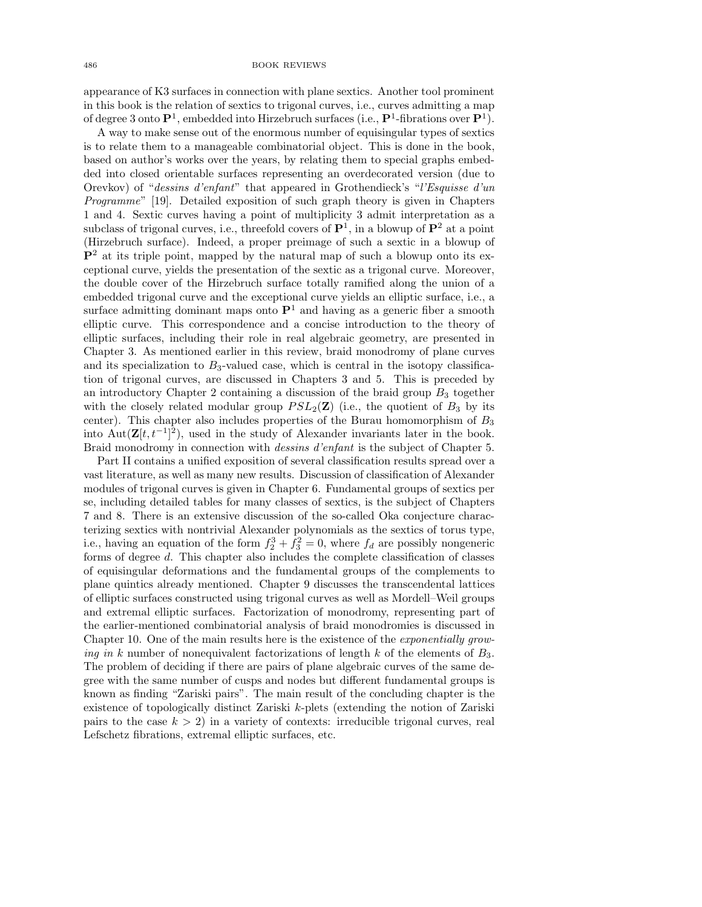appearance of K3 surfaces in connection with plane sextics. Another tool prominent in this book is the relation of sextics to trigonal curves, i.e., curves admitting a map of degree 3 onto $\mathbf{P}^1$, embedded into Hirzebruch surfaces (i.e., $\mathbf{P}^1$-fibrations over $\mathbf{P}^1$).

A way to make sense out of the enormous number of equisingular types of sextics is to relate them to a manageable combinatorial object. This is done in the book, based on author's works over the years, by relating them to special graphs embedded into closed orientable surfaces representing an overdecorated version (due to Orevkov) of "*dessins d'enfant*" that appeared in Grothendieck's "*l'Esquisse d'un Programme*" [19]. Detailed exposition of such graph theory is given in Chapters 1 and 4. Sextic curves having a point of multiplicity 3 admit interpretation as a subclass of trigonal curves, i.e., threefold covers of $\mathbf{P}^1$, in a blowup of $\mathbf{P}^2$ at a point (Hirzebruch surface). Indeed, a proper preimage of such a sextic in a blowup of $\mathbf{P}^2$ at its triple point, mapped by the natural map of such a blowup onto its exceptional curve, yields the presentation of the sextic as a trigonal curve. Moreover, the double cover of the Hirzebruch surface totally ramified along the union of a embedded trigonal curve and the exceptional curve yields an elliptic surface, i.e., a surface admitting dominant maps onto $\mathbf{P}^1$ and having as a generic fiber a smooth elliptic curve. This correspondence and a concise introduction to the theory of elliptic surfaces, including their role in real algebraic geometry, are presented in Chapter 3. As mentioned earlier in this review, braid monodromy of plane curves and its specialization to $B_3$-valued case, which is central in the isotopy classification of trigonal curves, are discussed in Chapters 3 and 5. This is preceded by an introductory Chapter 2 containing a discussion of the braid group $B_3$ together with the closely related modular group $PSL_2(\mathbf{Z})$ (i.e., the quotient of $B_3$ by its center). This chapter also includes properties of the Burau homomorphism of $B_3$ into $\mathrm{Aut}(\mathbf{Z}[t, t^{-1}]^2)$, used in the study of Alexander invariants later in the book. Braid monodromy in connection with *dessins d'enfant* is the subject of Chapter 5.

Part II contains a unified exposition of several classification results spread over a vast literature, as well as many new results. Discussion of classification of Alexander modules of trigonal curves is given in Chapter 6. Fundamental groups of sextics per se, including detailed tables for many classes of sextics, is the subject of Chapters 7 and 8. There is an extensive discussion of the so-called Oka conjecture characterizing sextics with nontrivial Alexander polynomials as the sextics of torus type, i.e., having an equation of the form $f_2^3 + f_3^2 = 0$, where $f_d$ are possibly nongeneric forms of degree $d$. This chapter also includes the complete classification of classes of equisingular deformations and the fundamental groups of the complements to plane quintics already mentioned. Chapter 9 discusses the transcendental lattices of elliptic surfaces constructed using trigonal curves as well as Mordell–Weil groups and extremal elliptic surfaces. Factorization of monodromy, representing part of the earlier-mentioned combinatorial analysis of braid monodromies is discussed in Chapter 10. One of the main results here is the existence of the *exponentially growing in* $k$ number of nonequivalent factorizations of length $k$ of the elements of $B_3$. The problem of deciding if there are pairs of plane algebraic curves of the same degree with the same number of cusps and nodes but different fundamental groups is known as finding "Zariski pairs". The main result of the concluding chapter is the existence of topologically distinct Zariski $k$-plets (extending the notion of Zariski pairs to the case $k > 2$) in a variety of contexts: irreducible trigonal curves, real Lefschetz fibrations, extremal elliptic surfaces, etc.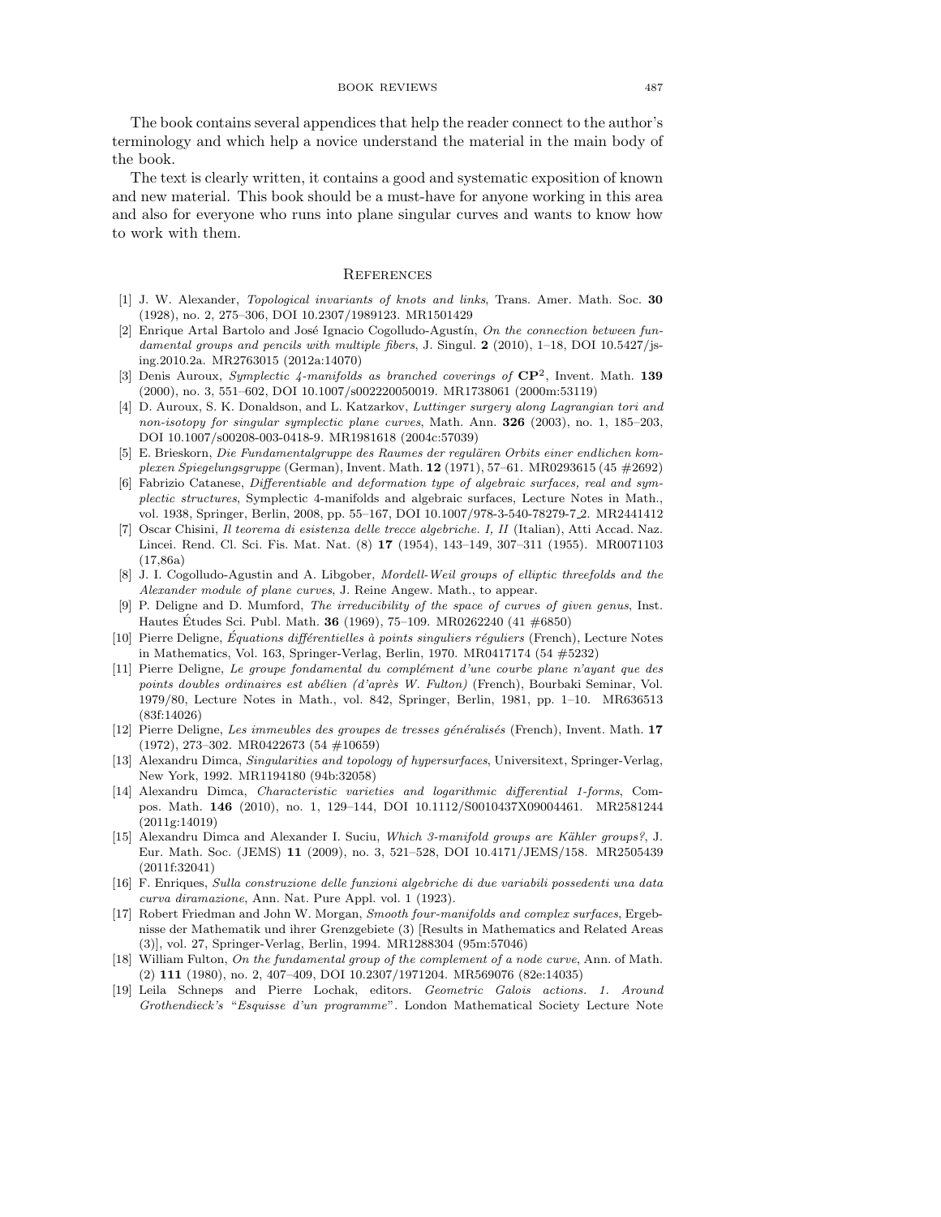The book contains several appendices that help the reader connect to the author's terminology and which help a novice understand the material in the main body of the book.

The text is clearly written, it contains a good and systematic exposition of known and new material. This book should be a must-have for anyone working in this area and also for everyone who runs into plane singular curves and wants to know how to work with them.

## References

[1] J. W. Alexander, *Topological invariants of knots and links*, Trans. Amer. Math. Soc. **30** (1928), no. 2, 275–306, DOI 10.2307/1989123. MR1501429

[2] Enrique Artal Bartolo and José Ignacio Cogolludo-Agustín, *On the connection between fundamental groups and pencils with multiple fibers*, J. Singul. **2** (2010), 1–18, DOI 10.5427/jsing.2010.2a. MR2763015 (2012a:14070)

[3] Denis Auroux, *Symplectic 4-manifolds as branched coverings of* $\mathbf{CP}^2$, Invent. Math. **139** (2000), no. 3, 551–602, DOI 10.1007/s002220050019. MR1738061 (2000m:53119)

[4] D. Auroux, S. K. Donaldson, and L. Katzarkov, *Luttinger surgery along Lagrangian tori and non-isotopy for singular symplectic plane curves*, Math. Ann. **326** (2003), no. 1, 185–203, DOI 10.1007/s00208-003-0418-9. MR1981618 (2004c:57039)

[5] E. Brieskorn, *Die Fundamentalgruppe des Raumes der regulären Orbits einer endlichen komplexen Spiegelungsgruppe* (German), Invent. Math. **12** (1971), 57–61. MR0293615 (45 #2692)

[6] Fabrizio Catanese, *Differentiable and deformation type of algebraic surfaces, real and symplectic structures*, Symplectic 4-manifolds and algebraic surfaces, Lecture Notes in Math., vol. 1938, Springer, Berlin, 2008, pp. 55–167, DOI 10.1007/978-3-540-78279-7_2. MR2441412

[7] Oscar Chisini, *Il teorema di esistenza delle trecce algebriche. I, II* (Italian), Atti Accad. Naz. Lincei. Rend. Cl. Sci. Fis. Mat. Nat. (8) **17** (1954), 143–149, 307–311 (1955). MR0071103 (17,86a)

[8] J. I. Cogolludo-Agustin and A. Libgober, *Mordell-Weil groups of elliptic threefolds and the Alexander module of plane curves*, J. Reine Angew. Math., to appear.

[9] P. Deligne and D. Mumford, *The irreducibility of the space of curves of given genus*, Inst. Hautes Études Sci. Publ. Math. **36** (1969), 75–109. MR0262240 (41 #6850)

[10] Pierre Deligne, *Équations différentielles à points singuliers réguliers* (French), Lecture Notes in Mathematics, Vol. 163, Springer-Verlag, Berlin, 1970. MR0417174 (54 #5232)

[11] Pierre Deligne, *Le groupe fondamental du complément d'une courbe plane n'ayant que des points doubles ordinaires est abélien (d'après W. Fulton)* (French), Bourbaki Seminar, Vol. 1979/80, Lecture Notes in Math., vol. 842, Springer, Berlin, 1981, pp. 1–10. MR636513 (83f:14026)

[12] Pierre Deligne, *Les immeubles des groupes de tresses généralisés* (French), Invent. Math. **17** (1972), 273–302. MR0422673 (54 #10659)

[13] Alexandru Dimca, *Singularities and topology of hypersurfaces*, Universitext, Springer-Verlag, New York, 1992. MR1194180 (94b:32058)

[14] Alexandru Dimca, *Characteristic varieties and logarithmic differential 1-forms*, Compos. Math. **146** (2010), no. 1, 129–144, DOI 10.1112/S0010437X09004461. MR2581244 (2011g:14019)

[15] Alexandru Dimca and Alexander I. Suciu, *Which 3-manifold groups are Kähler groups?*, J. Eur. Math. Soc. (JEMS) **11** (2009), no. 3, 521–528, DOI 10.4171/JEMS/158. MR2505439 (2011f:32041)

[16] F. Enriques, *Sulla construzione delle funzioni algebriche di due variabili possedenti una data curva diramazione*, Ann. Nat. Pure Appl. vol. 1 (1923).

[17] Robert Friedman and John W. Morgan, *Smooth four-manifolds and complex surfaces*, Ergebnisse der Mathematik und ihrer Grenzgebiete (3) [Results in Mathematics and Related Areas (3)], vol. 27, Springer-Verlag, Berlin, 1994. MR1288304 (95m:57046)

[18] William Fulton, *On the fundamental group of the complement of a node curve*, Ann. of Math. (2) **111** (1980), no. 2, 407–409, DOI 10.2307/1971204. MR569076 (82e:14035)

[19] Leila Schneps and Pierre Lochak, editors. *Geometric Galois actions. 1. Around Grothendieck's "Esquisse d'un programme"*. London Mathematical Society Lecture Note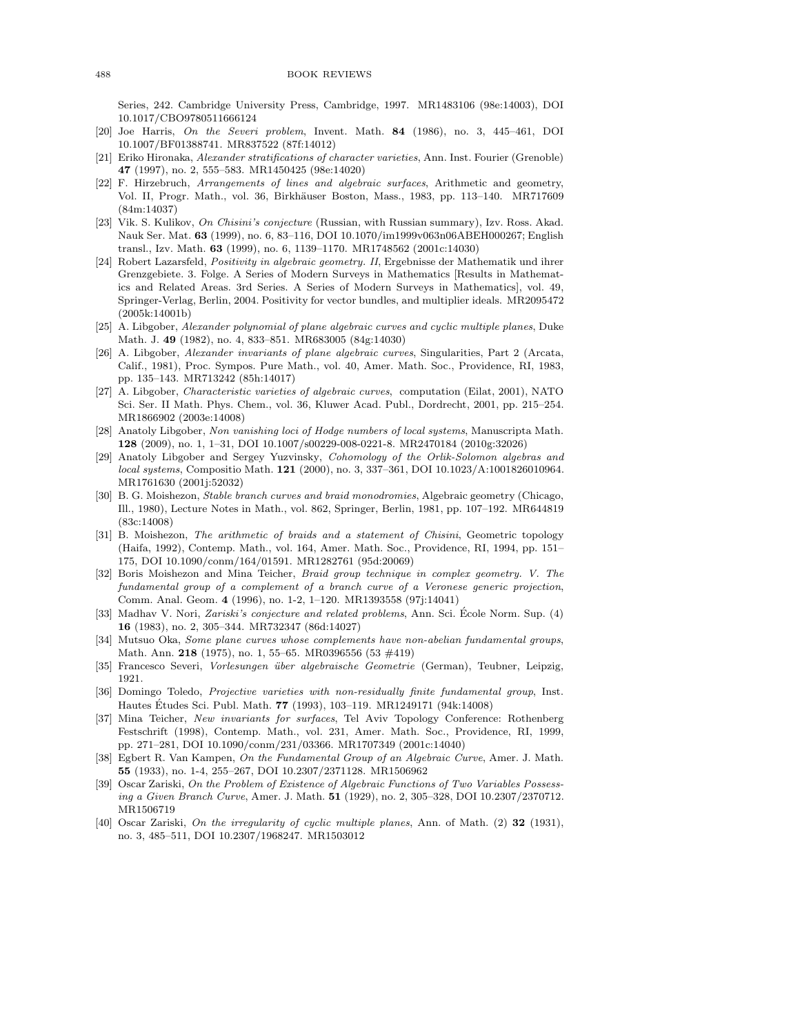Series, 242. Cambridge University Press, Cambridge, 1997. MR1483106 (98e:14003), DOI 10.1017/CBO9780511666124

[20] Joe Harris, *On the Severi problem*, Invent. Math. **84** (1986), no. 3, 445–461, DOI 10.1007/BF01388741. MR837522 (87f:14012)

[21] Eriko Hironaka, *Alexander stratifications of character varieties*, Ann. Inst. Fourier (Grenoble) **47** (1997), no. 2, 555–583. MR1450425 (98e:14020)

[22] F. Hirzebruch, *Arrangements of lines and algebraic surfaces*, Arithmetic and geometry, Vol. II, Progr. Math., vol. 36, Birkhäuser Boston, Mass., 1983, pp. 113–140. MR717609 (84m:14037)

[23] Vik. S. Kulikov, *On Chisini's conjecture* (Russian, with Russian summary), Izv. Ross. Akad. Nauk Ser. Mat. **63** (1999), no. 6, 83–116, DOI 10.1070/im1999v063n06ABEH000267; English transl., Izv. Math. **63** (1999), no. 6, 1139–1170. MR1748562 (2001c:14030)

[24] Robert Lazarsfeld, *Positivity in algebraic geometry. II*, Ergebnisse der Mathematik und ihrer Grenzgebiete. 3. Folge. A Series of Modern Surveys in Mathematics [Results in Mathematics and Related Areas. 3rd Series. A Series of Modern Surveys in Mathematics], vol. 49, Springer-Verlag, Berlin, 2004. Positivity for vector bundles, and multiplier ideals. MR2095472 (2005k:14001b)

[25] A. Libgober, *Alexander polynomial of plane algebraic curves and cyclic multiple planes*, Duke Math. J. **49** (1982), no. 4, 833–851. MR683005 (84g:14030)

[26] A. Libgober, *Alexander invariants of plane algebraic curves*, Singularities, Part 2 (Arcata, Calif., 1981), Proc. Sympos. Pure Math., vol. 40, Amer. Math. Soc., Providence, RI, 1983, pp. 135–143. MR713242 (85h:14017)

[27] A. Libgober, *Characteristic varieties of algebraic curves*, computation (Eilat, 2001), NATO Sci. Ser. II Math. Phys. Chem., vol. 36, Kluwer Acad. Publ., Dordrecht, 2001, pp. 215–254. MR1866902 (2003e:14008)

[28] Anatoly Libgober, *Non vanishing loci of Hodge numbers of local systems*, Manuscripta Math. **128** (2009), no. 1, 1–31, DOI 10.1007/s00229-008-0221-8. MR2470184 (2010g:32026)

[29] Anatoly Libgober and Sergey Yuzvinsky, *Cohomology of the Orlik-Solomon algebras and local systems*, Compositio Math. **121** (2000), no. 3, 337–361, DOI 10.1023/A:1001826010964. MR1761630 (2001j:52032)

[30] B. G. Moishezon, *Stable branch curves and braid monodromies*, Algebraic geometry (Chicago, Ill., 1980), Lecture Notes in Math., vol. 862, Springer, Berlin, 1981, pp. 107–192. MR644819 (83c:14008)

[31] B. Moishezon, *The arithmetic of braids and a statement of Chisini*, Geometric topology (Haifa, 1992), Contemp. Math., vol. 164, Amer. Math. Soc., Providence, RI, 1994, pp. 151–175, DOI 10.1090/conm/164/01591. MR1282761 (95d:20069)

[32] Boris Moishezon and Mina Teicher, *Braid group technique in complex geometry. V. The fundamental group of a complement of a branch curve of a Veronese generic projection*, Comm. Anal. Geom. **4** (1996), no. 1-2, 1–120. MR1393558 (97j:14041)

[33] Madhav V. Nori, *Zariski's conjecture and related problems*, Ann. Sci. École Norm. Sup. (4) **16** (1983), no. 2, 305–344. MR732347 (86d:14027)

[34] Mutsuo Oka, *Some plane curves whose complements have non-abelian fundamental groups*, Math. Ann. **218** (1975), no. 1, 55–65. MR0396556 (53 #419)

[35] Francesco Severi, *Vorlesungen über algebraische Geometrie* (German), Teubner, Leipzig, 1921.

[36] Domingo Toledo, *Projective varieties with non-residually finite fundamental group*, Inst. Hautes Études Sci. Publ. Math. **77** (1993), 103–119. MR1249171 (94k:14008)

[37] Mina Teicher, *New invariants for surfaces*, Tel Aviv Topology Conference: Rothenberg Festschrift (1998), Contemp. Math., vol. 231, Amer. Math. Soc., Providence, RI, 1999, pp. 271–281, DOI 10.1090/conm/231/03366. MR1707349 (2001c:14040)

[38] Egbert R. Van Kampen, *On the Fundamental Group of an Algebraic Curve*, Amer. J. Math. **55** (1933), no. 1-4, 255–267, DOI 10.2307/2371128. MR1506962

[39] Oscar Zariski, *On the Problem of Existence of Algebraic Functions of Two Variables Possessing a Given Branch Curve*, Amer. J. Math. **51** (1929), no. 2, 305–328, DOI 10.2307/2370712. MR1506719

[40] Oscar Zariski, *On the irregularity of cyclic multiple planes*, Ann. of Math. (2) **32** (1931), no. 3, 485–511, DOI 10.2307/1968247. MR1503012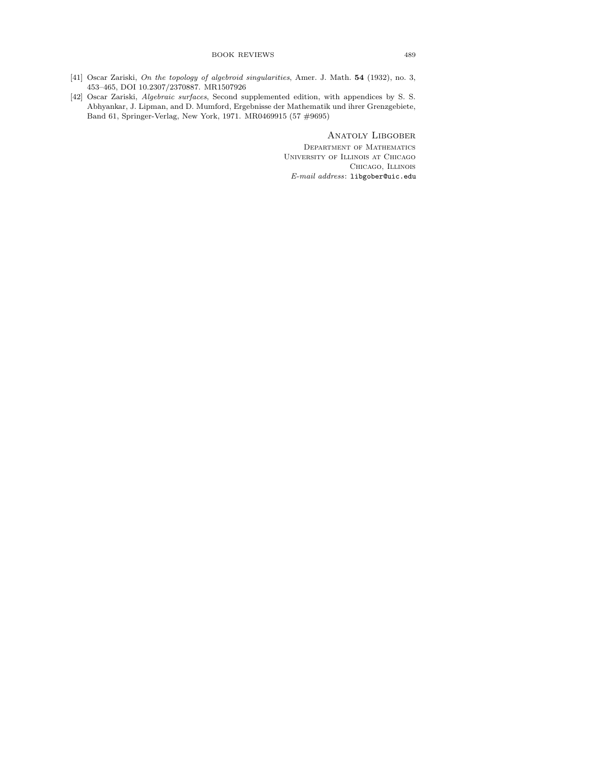[41] Oscar Zariski, *On the topology of algebroid singularities*, Amer. J. Math. **54** (1932), no. 3, 453–465, DOI 10.2307/2370887. MR1507926

[42] Oscar Zariski, *Algebraic surfaces*, Second supplemented edition, with appendices by S. S. Abhyankar, J. Lipman, and D. Mumford, Ergebnisse der Mathematik und ihrer Grenzgebiete, Band 61, Springer-Verlag, New York, 1971. MR0469915 (57 #9695)

Anatoly Libgober
Department of Mathematics
University of Illinois at Chicago
Chicago, Illinois
*E-mail address*: libgober@uic.edu